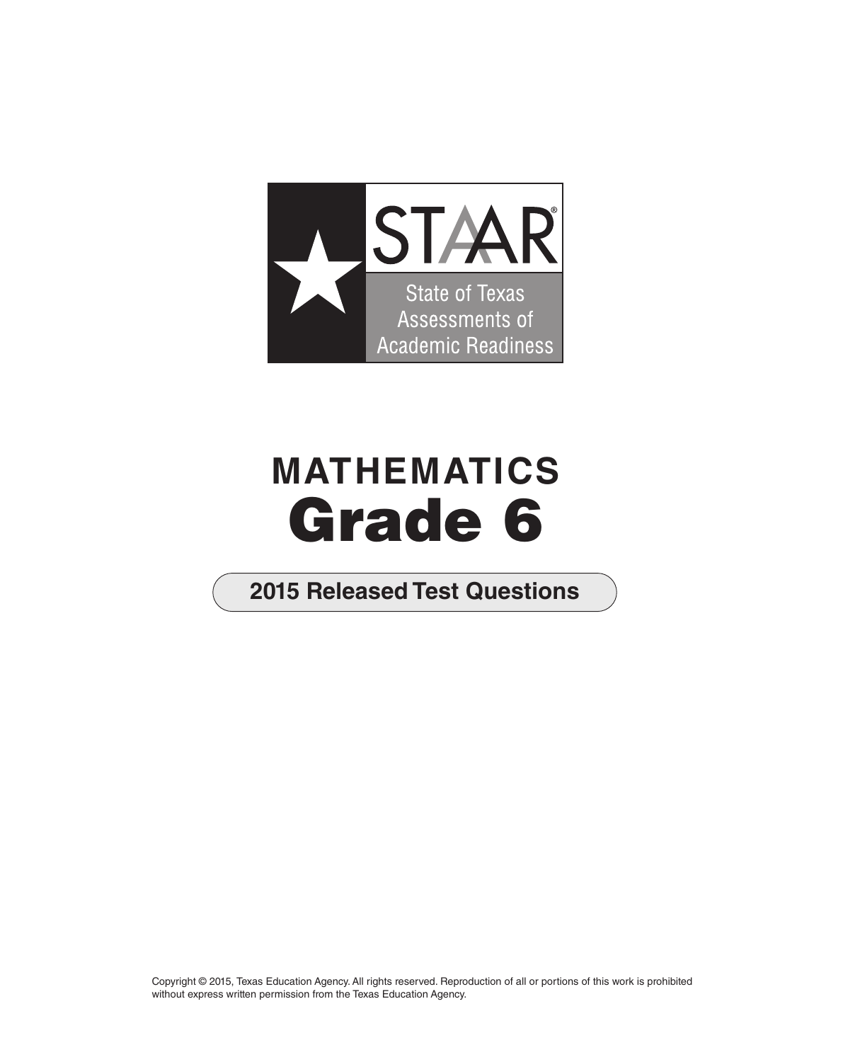STAAR®

State of Texas Assessments of Academic Readiness

# MATHEMATICS
# Grade 6

## 2015 Released Test Questions

Copyright © 2015, Texas Education Agency. All rights reserved. Reproduction of all or portions of this work is prohibited without express written permission from the Texas Education Agency.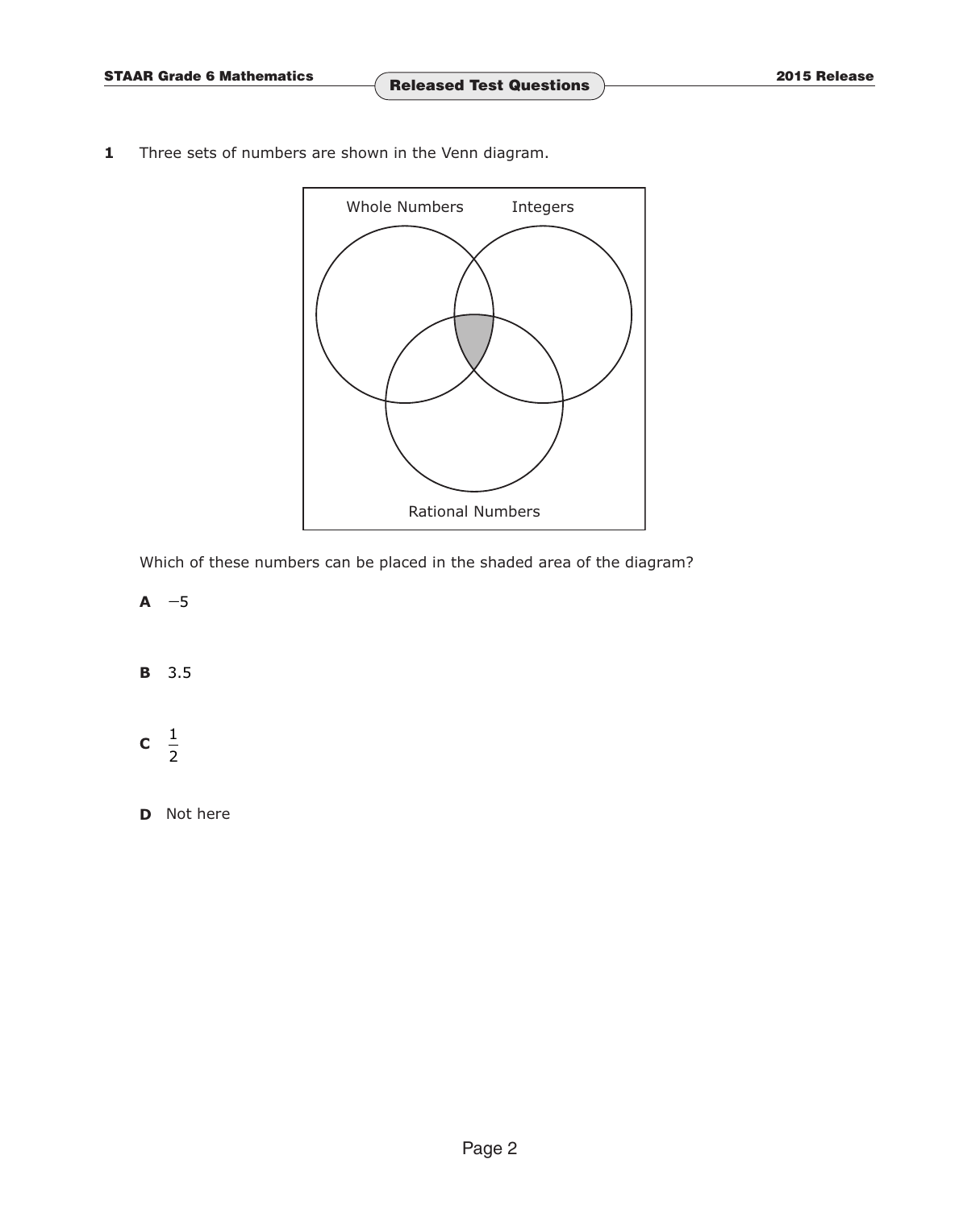**1** Three sets of numbers are shown in the Venn diagram.

Which of these numbers can be placed in the shaded area of the diagram?

**A** $-5$

**B** 3.5

**C** $\frac{1}{2}$

**D** Not here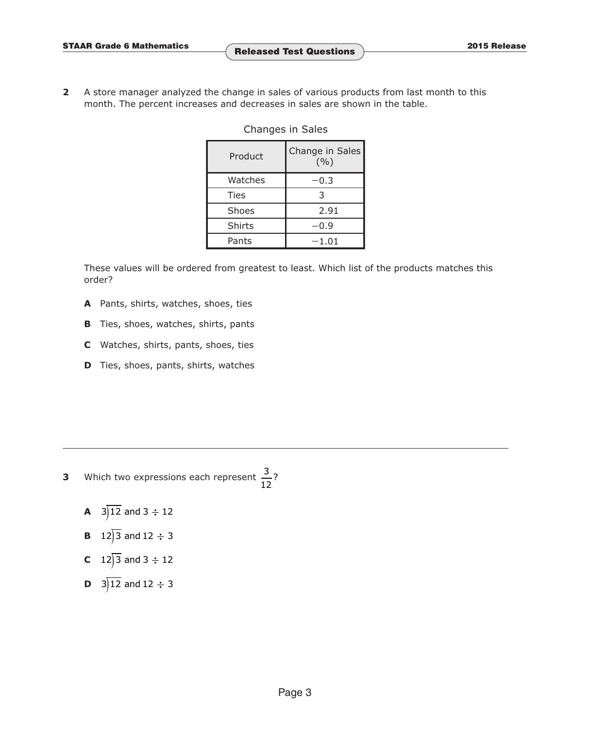**2** A store manager analyzed the change in sales of various products from last month to this month. The percent increases and decreases in sales are shown in the table.

Changes in Sales

| Product | Change in Sales (%) |
|---|---|
| Watches | $-0.3$ |
| Ties | 3 |
| Shoes | 2.91 |
| Shirts | $-0.9$ |
| Pants | $-1.01$ |

These values will be ordered from greatest to least. Which list of the products matches this order?

**A** Pants, shirts, watches, shoes, ties

**B** Ties, shoes, watches, shirts, pants

**C** Watches, shirts, pants, shoes, ties

**D** Ties, shoes, pants, shirts, watches

---

**3** Which two expressions each represent $\frac{3}{12}$?

**A** $3\overline{)12}$ and $3 \div 12$

**B** $12\overline{)3}$ and $12 \div 3$

**C** $12\overline{)3}$ and $3 \div 12$

**D** $3\overline{)12}$ and $12 \div 3$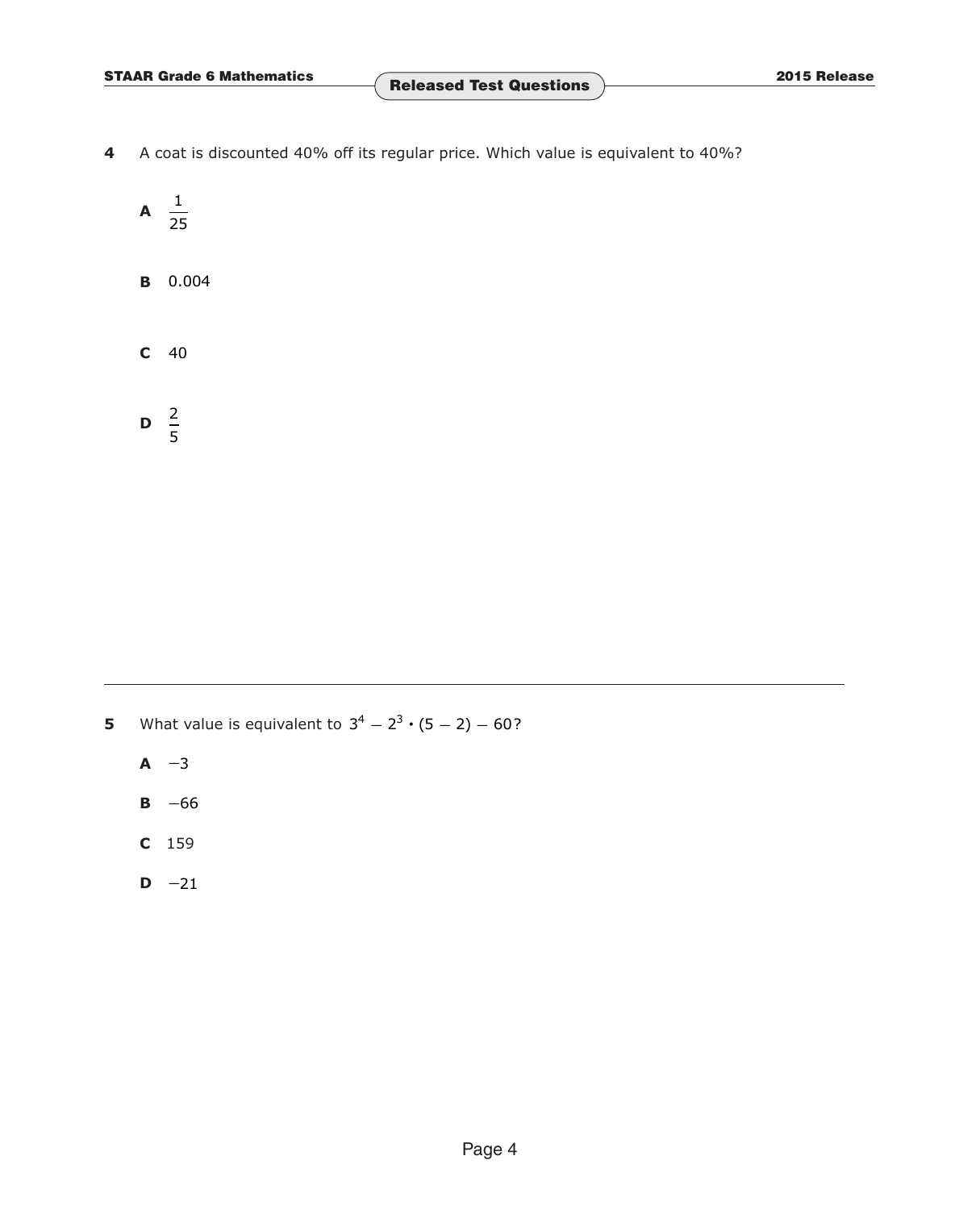**4** A coat is discounted 40% off its regular price. Which value is equivalent to 40%?

**A** $\frac{1}{25}$

**B** 0.004

**C** 40

**D** $\frac{2}{5}$

---

**5** What value is equivalent to $3^4 - 2^3 \cdot (5 - 2) - 60$?

**A** $-3$

**B** $-66$

**C** 159

**D** $-21$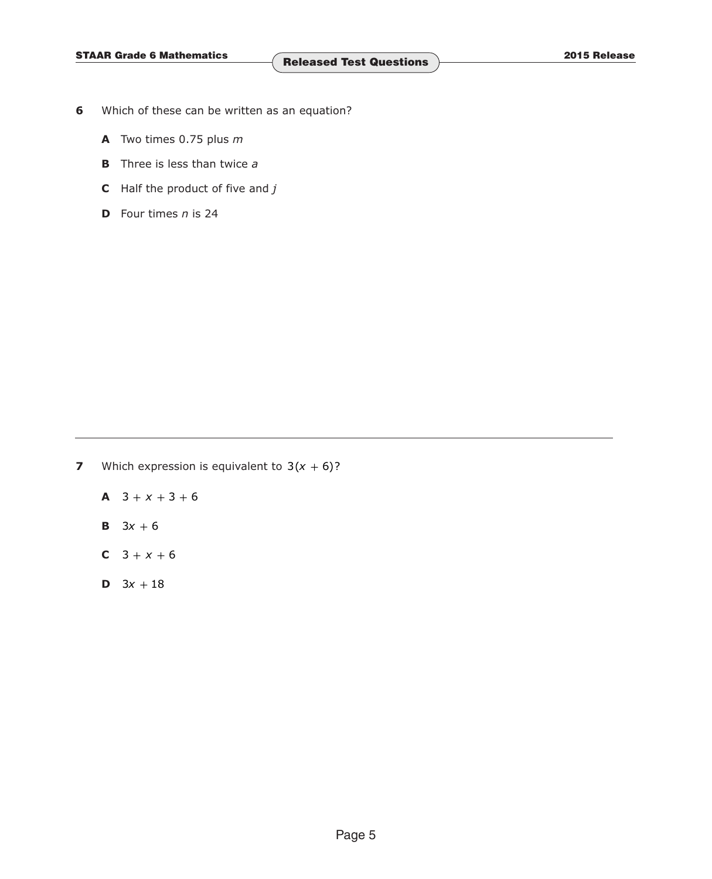**6** Which of these can be written as an equation?

**A** Two times 0.75 plus $m$

**B** Three is less than twice $a$

**C** Half the product of five and $j$

**D** Four times $n$ is 24

---

**7** Which expression is equivalent to $3(x + 6)$?

**A** $3 + x + 3 + 6$

**B** $3x + 6$

**C** $3 + x + 6$

**D** $3x + 18$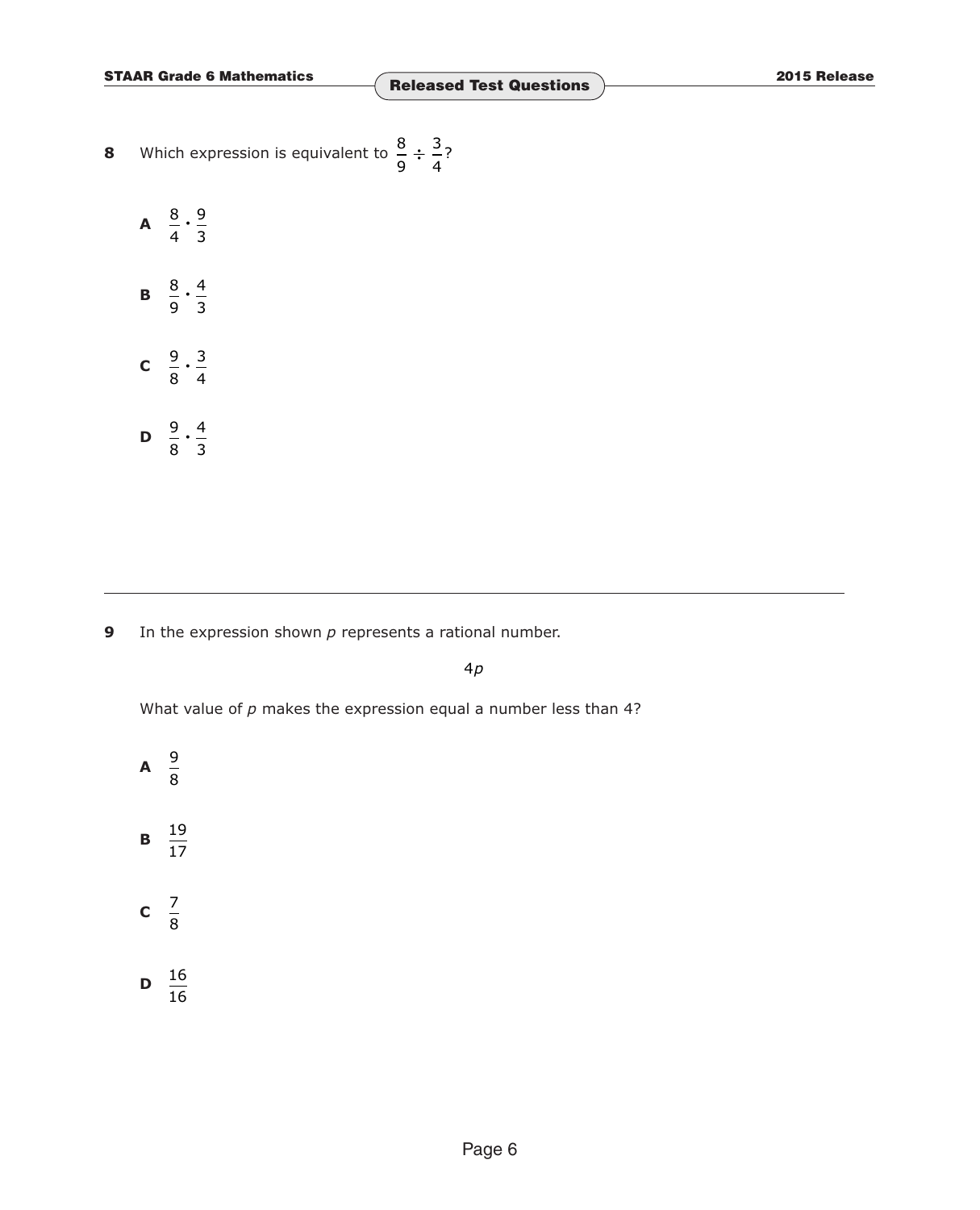**8** Which expression is equivalent to $\frac{8}{9} \div \frac{3}{4}$?

**A** $\frac{8}{4} \cdot \frac{9}{3}$

**B** $\frac{8}{9} \cdot \frac{4}{3}$

**C** $\frac{9}{8} \cdot \frac{3}{4}$

**D** $\frac{9}{8} \cdot \frac{4}{3}$

---

**9** In the expression shown $p$ represents a rational number.

$$4p$$

What value of $p$ makes the expression equal a number less than 4?

**A** $\frac{9}{8}$

**B** $\frac{19}{17}$

**C** $\frac{7}{8}$

**D** $\frac{16}{16}$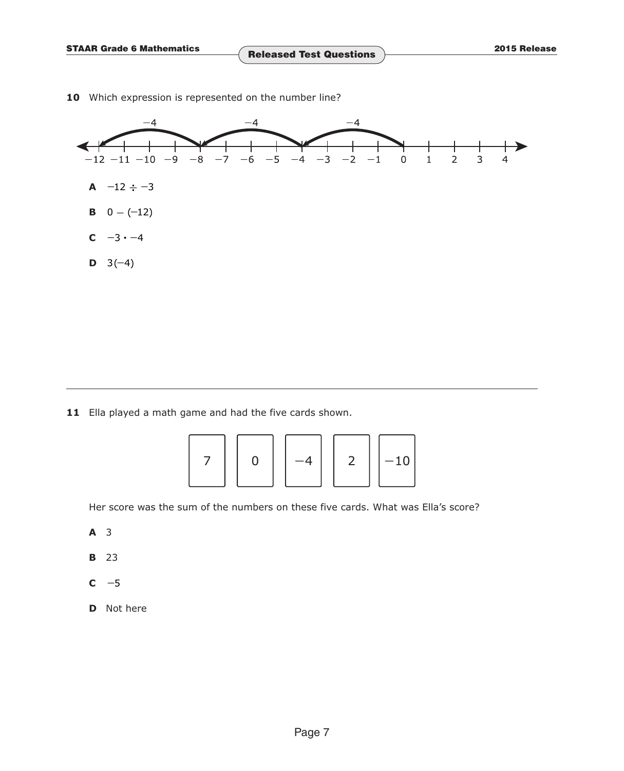**10** Which expression is represented on the number line?

−4 −4 −4

−12 −11 −10 −9 −8 −7 −6 −5 −4 −3 −2 −1 0 1 2 3 4

**A** $-12 \div -3$

**B** $0 - (-12)$

**C** $-3 \cdot -4$

**D** $3(-4)$

---

**11** Ella played a math game and had the five cards shown.

| 7 | 0 | −4 | 2 | −10 |
|---|---|---|---|---|

Her score was the sum of the numbers on these five cards. What was Ella's score?

**A** 3

**B** 23

**C** −5

**D** Not here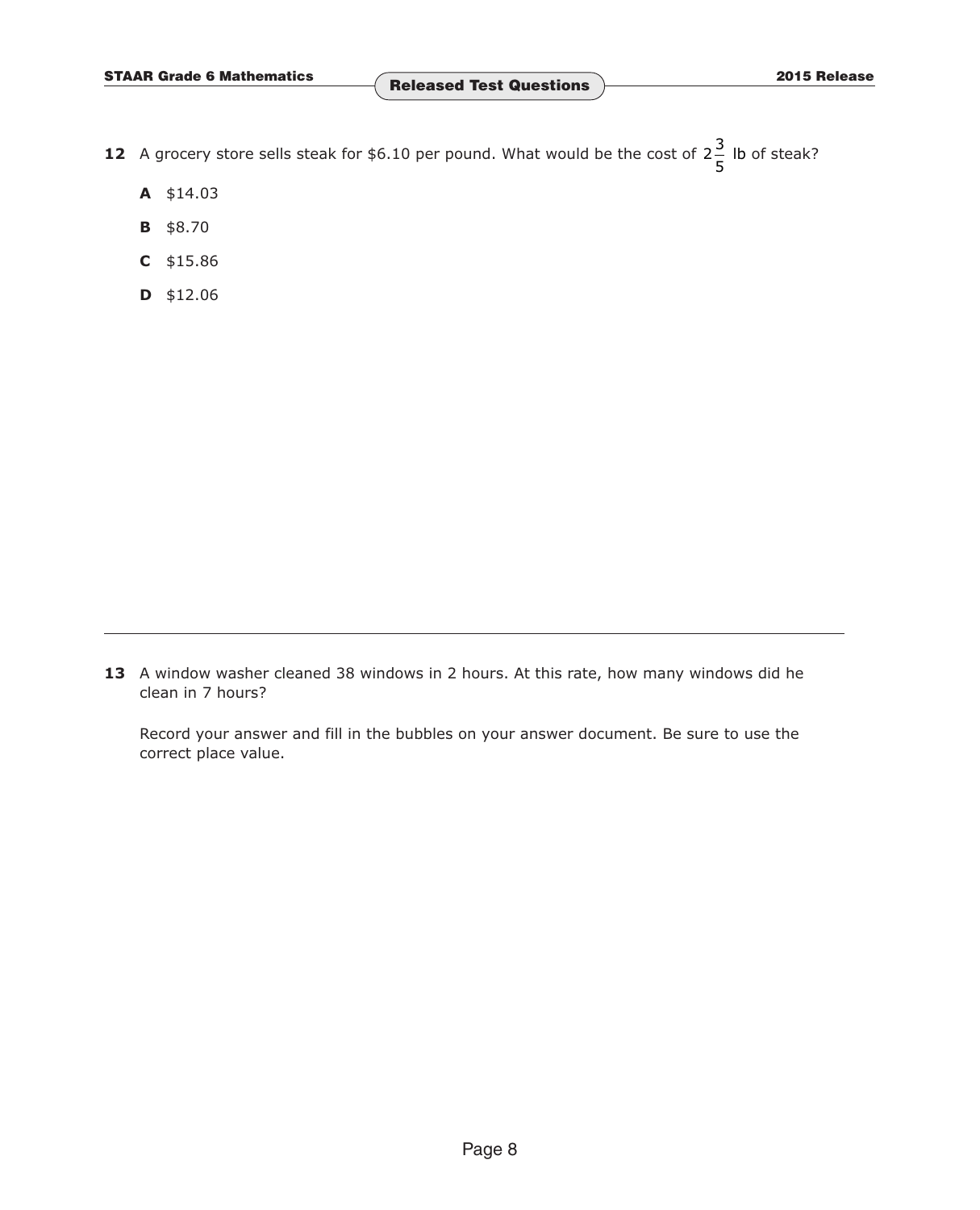**12** A grocery store sells steak for \$6.10 per pound. What would be the cost of $2\frac{3}{5}$ lb of steak?

**A** \$14.03

**B** \$8.70

**C** \$15.86

**D** \$12.06

---

**13** A window washer cleaned 38 windows in 2 hours. At this rate, how many windows did he clean in 7 hours?

Record your answer and fill in the bubbles on your answer document. Be sure to use the correct place value.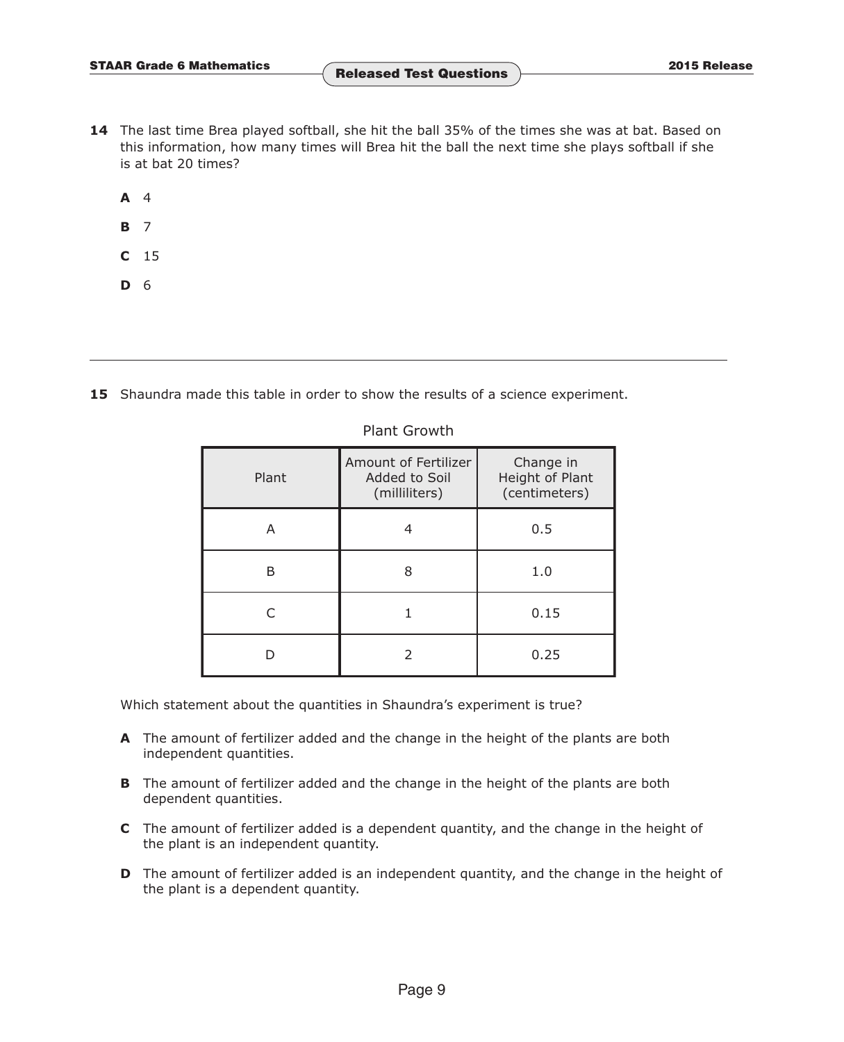**14** The last time Brea played softball, she hit the ball 35% of the times she was at bat. Based on this information, how many times will Brea hit the ball the next time she plays softball if she is at bat 20 times?

**A** 4

**B** 7

**C** 15

**D** 6

---

**15** Shaundra made this table in order to show the results of a science experiment.

Plant Growth

| Plant | Amount of Fertilizer Added to Soil (milliliters) | Change in Height of Plant (centimeters) |
|---|---|---|
| A | 4 | 0.5 |
| B | 8 | 1.0 |
| C | 1 | 0.15 |
| D | 2 | 0.25 |

Which statement about the quantities in Shaundra's experiment is true?

**A** The amount of fertilizer added and the change in the height of the plants are both independent quantities.

**B** The amount of fertilizer added and the change in the height of the plants are both dependent quantities.

**C** The amount of fertilizer added is a dependent quantity, and the change in the height of the plant is an independent quantity.

**D** The amount of fertilizer added is an independent quantity, and the change in the height of the plant is a dependent quantity.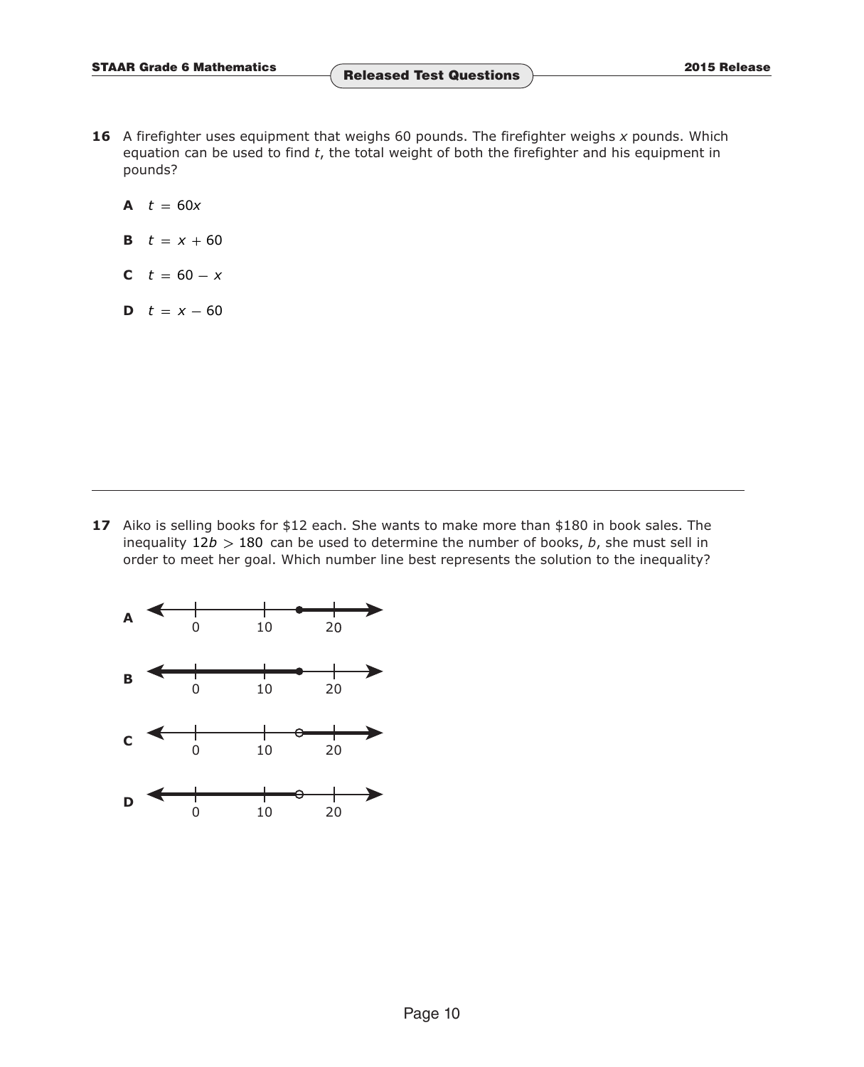**16** A firefighter uses equipment that weighs 60 pounds. The firefighter weighs $x$ pounds. Which equation can be used to find $t$, the total weight of both the firefighter and his equipment in pounds?

**A** $t = 60x$

**B** $t = x + 60$

**C** $t = 60 - x$

**D** $t = x - 60$

---

**17** Aiko is selling books for $12 each. She wants to make more than $180 in book sales. The inequality $12b > 180$ can be used to determine the number of books, $b$, she must sell in order to meet her goal. Which number line best represents the solution to the inequality?

**A** (number line with 0, 10, 20)

**B** (number line with 0, 10, 20)

**C** (number line with 0, 10, 20)

**D** (number line with 0, 10, 20)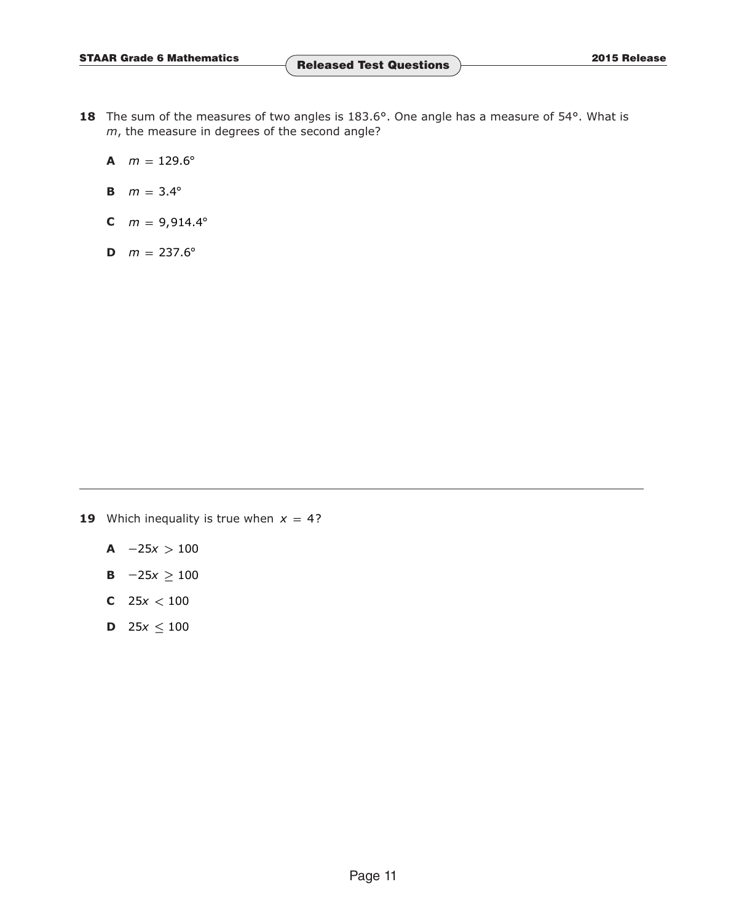**18** The sum of the measures of two angles is 183.6°. One angle has a measure of 54°. What is $m$, the measure in degrees of the second angle?

**A** $m = 129.6°$

**B** $m = 3.4°$

**C** $m = 9{,}914.4°$

**D** $m = 237.6°$

---

**19** Which inequality is true when $x = 4$?

**A** $-25x > 100$

**B** $-25x \geq 100$

**C** $25x < 100$

**D** $25x \leq 100$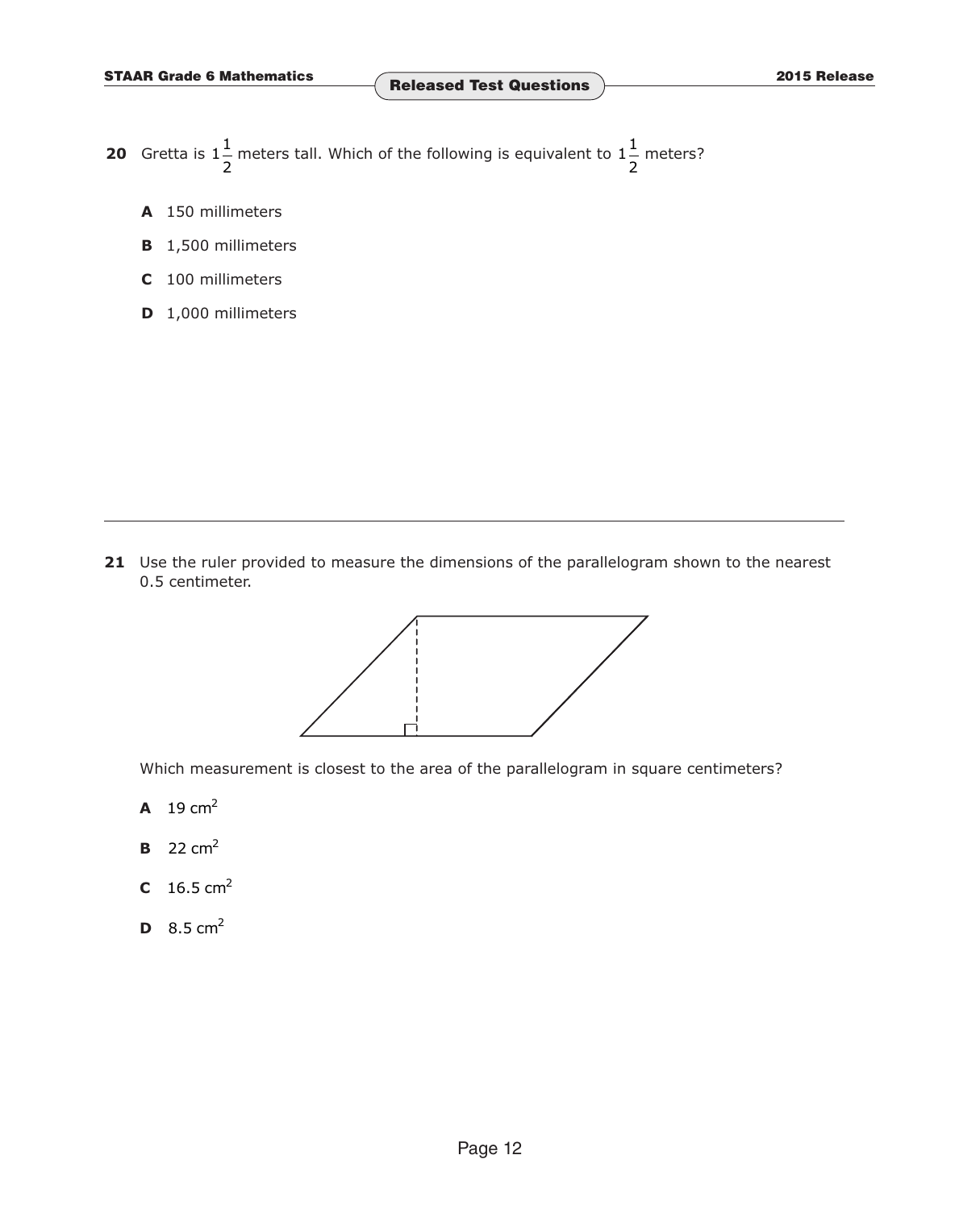**20** Gretta is $1\frac{1}{2}$ meters tall. Which of the following is equivalent to $1\frac{1}{2}$ meters?

**A** 150 millimeters

**B** 1,500 millimeters

**C** 100 millimeters

**D** 1,000 millimeters

---

**21** Use the ruler provided to measure the dimensions of the parallelogram shown to the nearest 0.5 centimeter.

Which measurement is closest to the area of the parallelogram in square centimeters?

**A** 19 $cm^2$

**B** 22 $cm^2$

**C** 16.5 $cm^2$

**D** 8.5 $cm^2$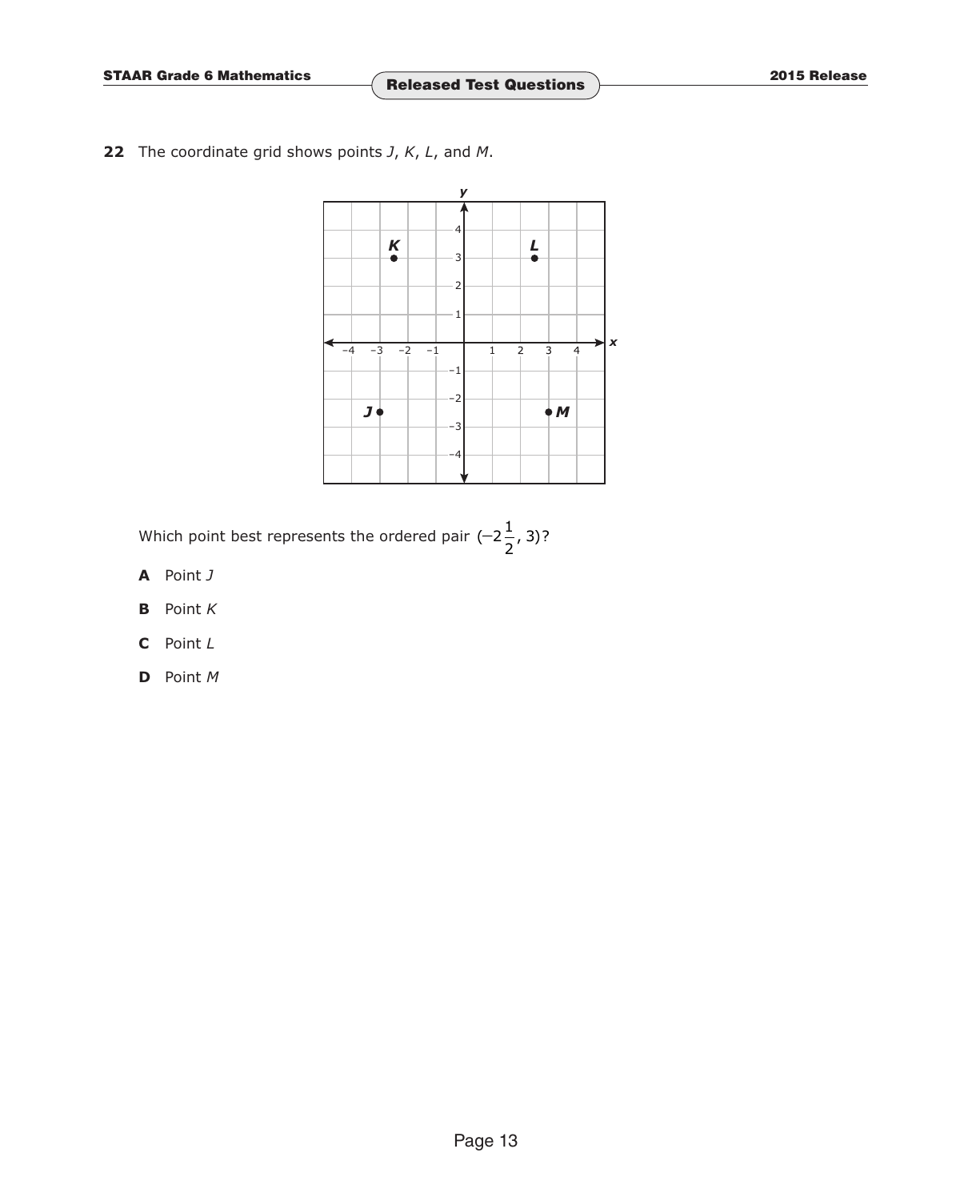**22** The coordinate grid shows points *J*, *K*, *L*, and *M*.

Which point best represents the ordered pair $(-2\frac{1}{2}, 3)$?

**A** Point *J*

**B** Point *K*

**C** Point *L*

**D** Point *M*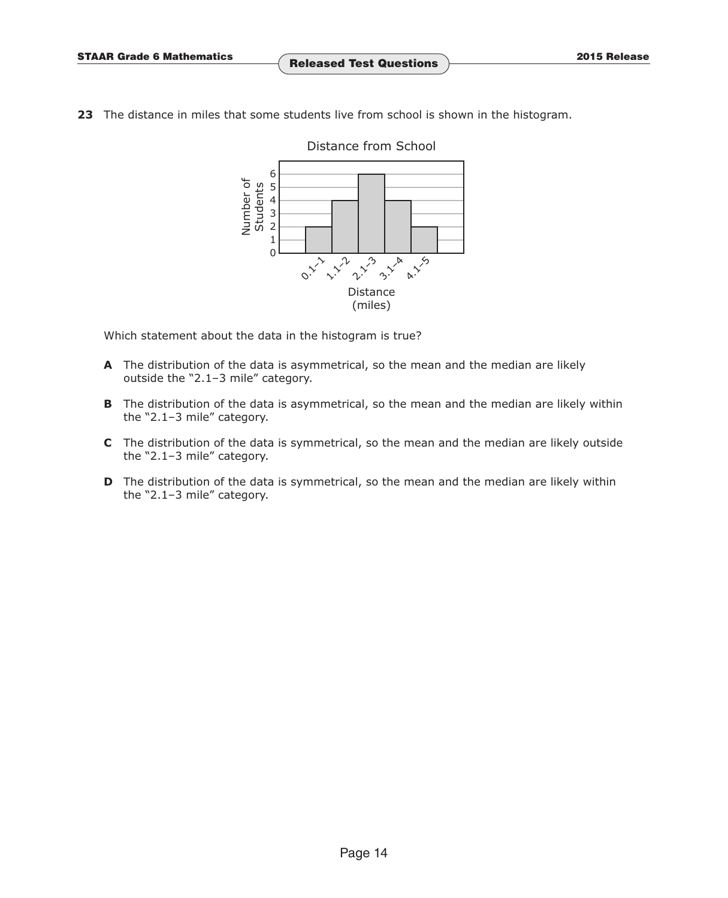**23** The distance in miles that some students live from school is shown in the histogram.

Distance from School

| Distance (miles) | Number of Students |
|---|---|
| 0.1–1 | 2 |
| 1.1–2 | 4 |
| 2.1–3 | 6 |
| 3.1–4 | 4 |
| 4.1–5 | 2 |

Which statement about the data in the histogram is true?

**A** The distribution of the data is asymmetrical, so the mean and the median are likely outside the "2.1–3 mile" category.

**B** The distribution of the data is asymmetrical, so the mean and the median are likely within the "2.1–3 mile" category.

**C** The distribution of the data is symmetrical, so the mean and the median are likely outside the "2.1–3 mile" category.

**D** The distribution of the data is symmetrical, so the mean and the median are likely within the "2.1–3 mile" category.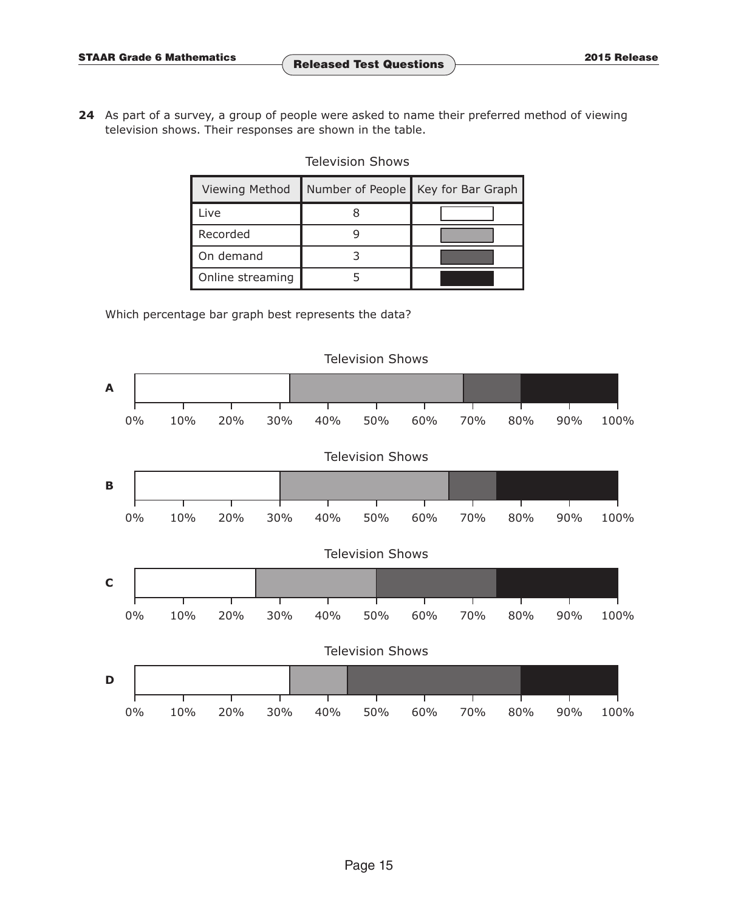**24** As part of a survey, a group of people were asked to name their preferred method of viewing television shows. Their responses are shown in the table.

Television Shows

| Viewing Method | Number of People | Key for Bar Graph |
|---|---|---|
| Live | 8 | |
| Recorded | 9 | |
| On demand | 3 | |
| Online streaming | 5 | |

Which percentage bar graph best represents the data?

**A** Television Shows

0% 10% 20% 30% 40% 50% 60% 70% 80% 90% 100%

**B** Television Shows

0% 10% 20% 30% 40% 50% 60% 70% 80% 90% 100%

**C** Television Shows

0% 10% 20% 30% 40% 50% 60% 70% 80% 90% 100%

**D** Television Shows

0% 10% 20% 30% 40% 50% 60% 70% 80% 90% 100%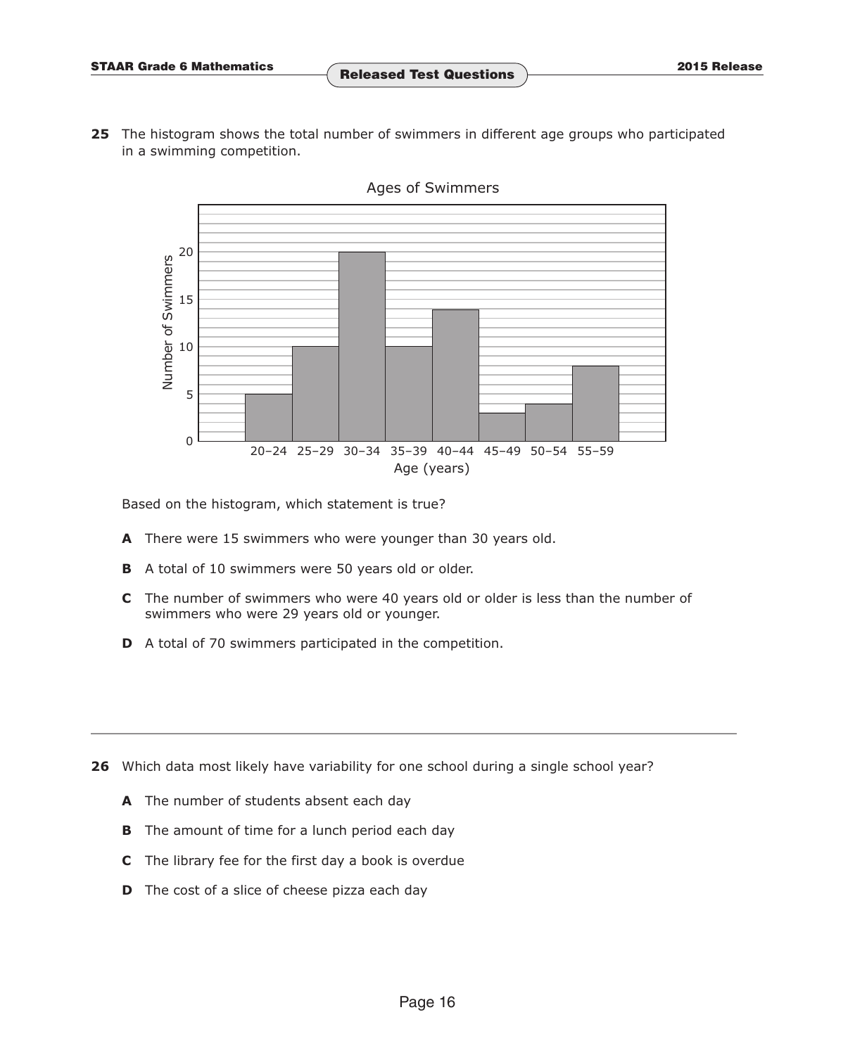**25** The histogram shows the total number of swimmers in different age groups who participated in a swimming competition.

Ages of Swimmers

| Age (years) | Number of Swimmers |
|---|---|
| 20–24 | 5 |
| 25–29 | 10 |
| 30–34 | 20 |
| 35–39 | 10 |
| 40–44 | 14 |
| 45–49 | 3 |
| 50–54 | 4 |
| 55–59 | 8 |

Based on the histogram, which statement is true?

**A** There were 15 swimmers who were younger than 30 years old.

**B** A total of 10 swimmers were 50 years old or older.

**C** The number of swimmers who were 40 years old or older is less than the number of swimmers who were 29 years old or younger.

**D** A total of 70 swimmers participated in the competition.

---

**26** Which data most likely have variability for one school during a single school year?

**A** The number of students absent each day

**B** The amount of time for a lunch period each day

**C** The library fee for the first day a book is overdue

**D** The cost of a slice of cheese pizza each day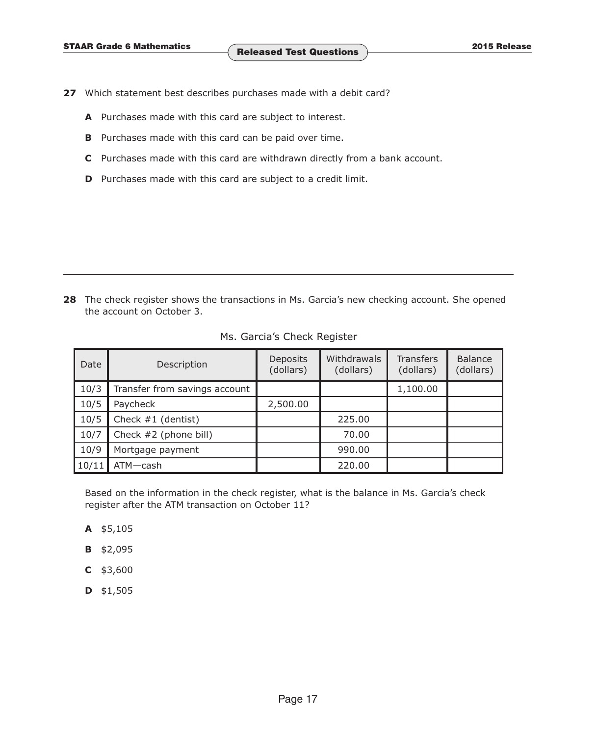**27** Which statement best describes purchases made with a debit card?

**A** Purchases made with this card are subject to interest.

**B** Purchases made with this card can be paid over time.

**C** Purchases made with this card are withdrawn directly from a bank account.

**D** Purchases made with this card are subject to a credit limit.

---

**28** The check register shows the transactions in Ms. Garcia's new checking account. She opened the account on October 3.

Ms. Garcia's Check Register

| Date | Description | Deposits (dollars) | Withdrawals (dollars) | Transfers (dollars) | Balance (dollars) |
|---|---|---|---|---|---|
| 10/3 | Transfer from savings account | | | 1,100.00 | |
| 10/5 | Paycheck | 2,500.00 | | | |
| 10/5 | Check #1 (dentist) | | 225.00 | | |
| 10/7 | Check #2 (phone bill) | | 70.00 | | |
| 10/9 | Mortgage payment | | 990.00 | | |
| 10/11 | ATM—cash | | 220.00 | | |

Based on the information in the check register, what is the balance in Ms. Garcia's check register after the ATM transaction on October 11?

**A** \$5,105

**B** \$2,095

**C** \$3,600

**D** \$1,505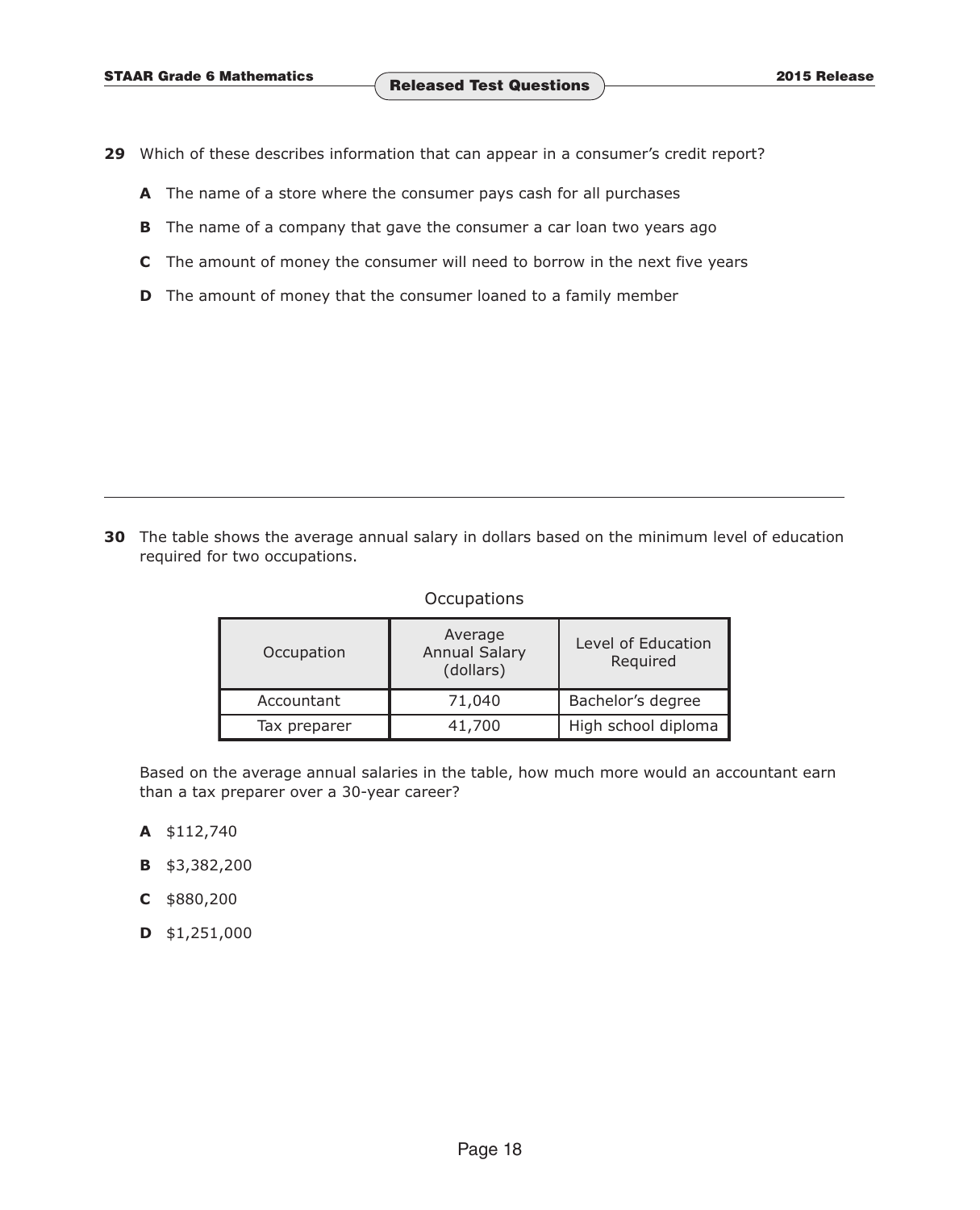**29** Which of these describes information that can appear in a consumer's credit report?

**A** The name of a store where the consumer pays cash for all purchases

**B** The name of a company that gave the consumer a car loan two years ago

**C** The amount of money the consumer will need to borrow in the next five years

**D** The amount of money that the consumer loaned to a family member

---

**30** The table shows the average annual salary in dollars based on the minimum level of education required for two occupations.

Occupations

| Occupation | Average Annual Salary (dollars) | Level of Education Required |
|---|---|---|
| Accountant | 71,040 | Bachelor's degree |
| Tax preparer | 41,700 | High school diploma |

Based on the average annual salaries in the table, how much more would an accountant earn than a tax preparer over a 30-year career?

**A** $112,740

**B** $3,382,200

**C** $880,200

**D** $1,251,000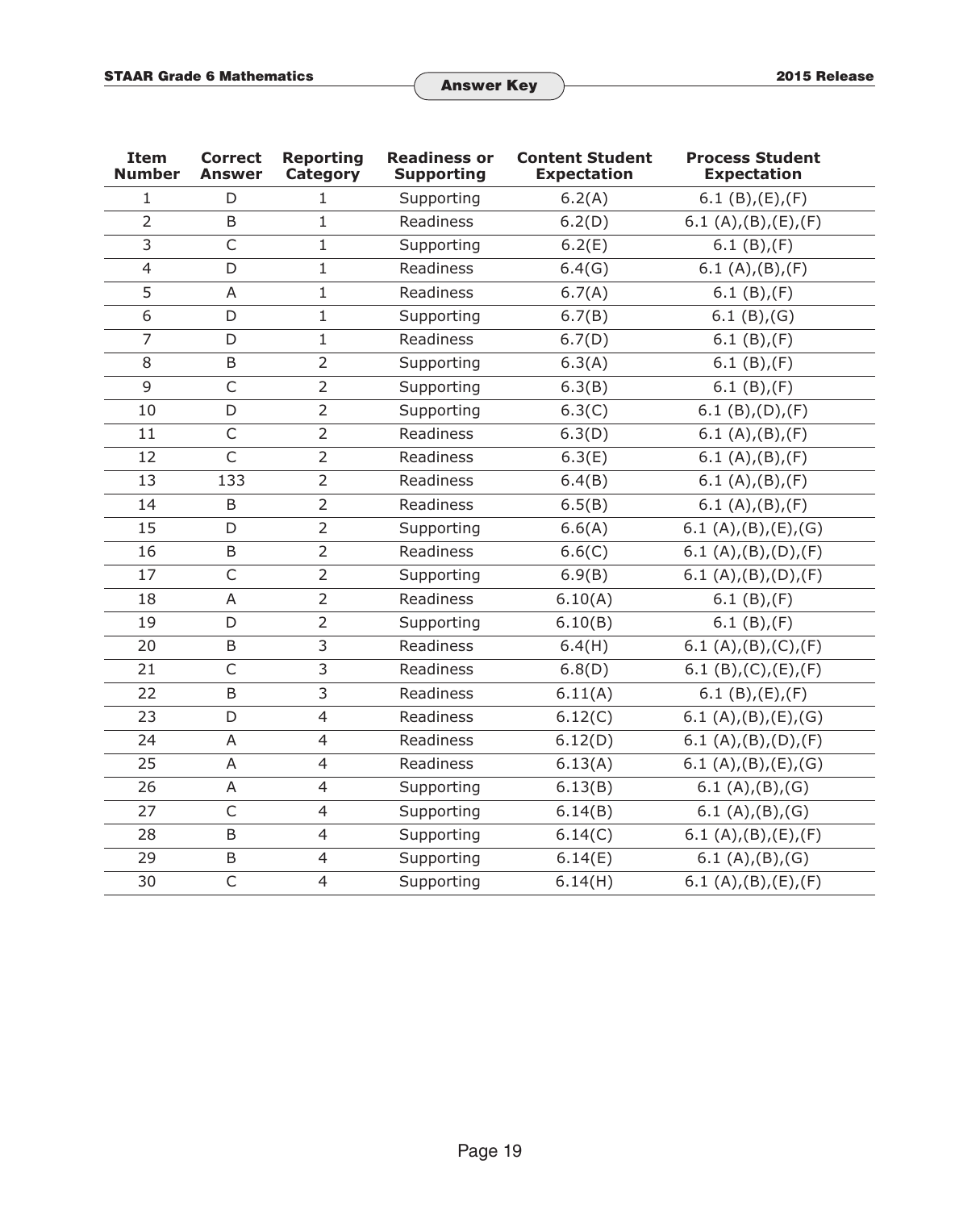## Answer Key

| Item Number | Correct Answer | Reporting Category | Readiness or Supporting | Content Student Expectation | Process Student Expectation |
|---|---|---|---|---|---|
| 1 | D | 1 | Supporting | 6.2(A) | 6.1 (B),(E),(F) |
| 2 | B | 1 | Readiness | 6.2(D) | 6.1 (A),(B),(E),(F) |
| 3 | C | 1 | Supporting | 6.2(E) | 6.1 (B),(F) |
| 4 | D | 1 | Readiness | 6.4(G) | 6.1 (A),(B),(F) |
| 5 | A | 1 | Readiness | 6.7(A) | 6.1 (B),(F) |
| 6 | D | 1 | Supporting | 6.7(B) | 6.1 (B),(G) |
| 7 | D | 1 | Readiness | 6.7(D) | 6.1 (B),(F) |
| 8 | B | 2 | Supporting | 6.3(A) | 6.1 (B),(F) |
| 9 | C | 2 | Supporting | 6.3(B) | 6.1 (B),(F) |
| 10 | D | 2 | Supporting | 6.3(C) | 6.1 (B),(D),(F) |
| 11 | C | 2 | Readiness | 6.3(D) | 6.1 (A),(B),(F) |
| 12 | C | 2 | Readiness | 6.3(E) | 6.1 (A),(B),(F) |
| 13 | 133 | 2 | Readiness | 6.4(B) | 6.1 (A),(B),(F) |
| 14 | B | 2 | Readiness | 6.5(B) | 6.1 (A),(B),(F) |
| 15 | D | 2 | Supporting | 6.6(A) | 6.1 (A),(B),(E),(G) |
| 16 | B | 2 | Readiness | 6.6(C) | 6.1 (A),(B),(D),(F) |
| 17 | C | 2 | Supporting | 6.9(B) | 6.1 (A),(B),(D),(F) |
| 18 | A | 2 | Readiness | 6.10(A) | 6.1 (B),(F) |
| 19 | D | 2 | Supporting | 6.10(B) | 6.1 (B),(F) |
| 20 | B | 3 | Readiness | 6.4(H) | 6.1 (A),(B),(C),(F) |
| 21 | C | 3 | Readiness | 6.8(D) | 6.1 (B),(C),(E),(F) |
| 22 | B | 3 | Readiness | 6.11(A) | 6.1 (B),(E),(F) |
| 23 | D | 4 | Readiness | 6.12(C) | 6.1 (A),(B),(E),(G) |
| 24 | A | 4 | Readiness | 6.12(D) | 6.1 (A),(B),(D),(F) |
| 25 | A | 4 | Readiness | 6.13(A) | 6.1 (A),(B),(E),(G) |
| 26 | A | 4 | Supporting | 6.13(B) | 6.1 (A),(B),(G) |
| 27 | C | 4 | Supporting | 6.14(B) | 6.1 (A),(B),(G) |
| 28 | B | 4 | Supporting | 6.14(C) | 6.1 (A),(B),(E),(F) |
| 29 | B | 4 | Supporting | 6.14(E) | 6.1 (A),(B),(G) |
| 30 | C | 4 | Supporting | 6.14(H) | 6.1 (A),(B),(E),(F) |